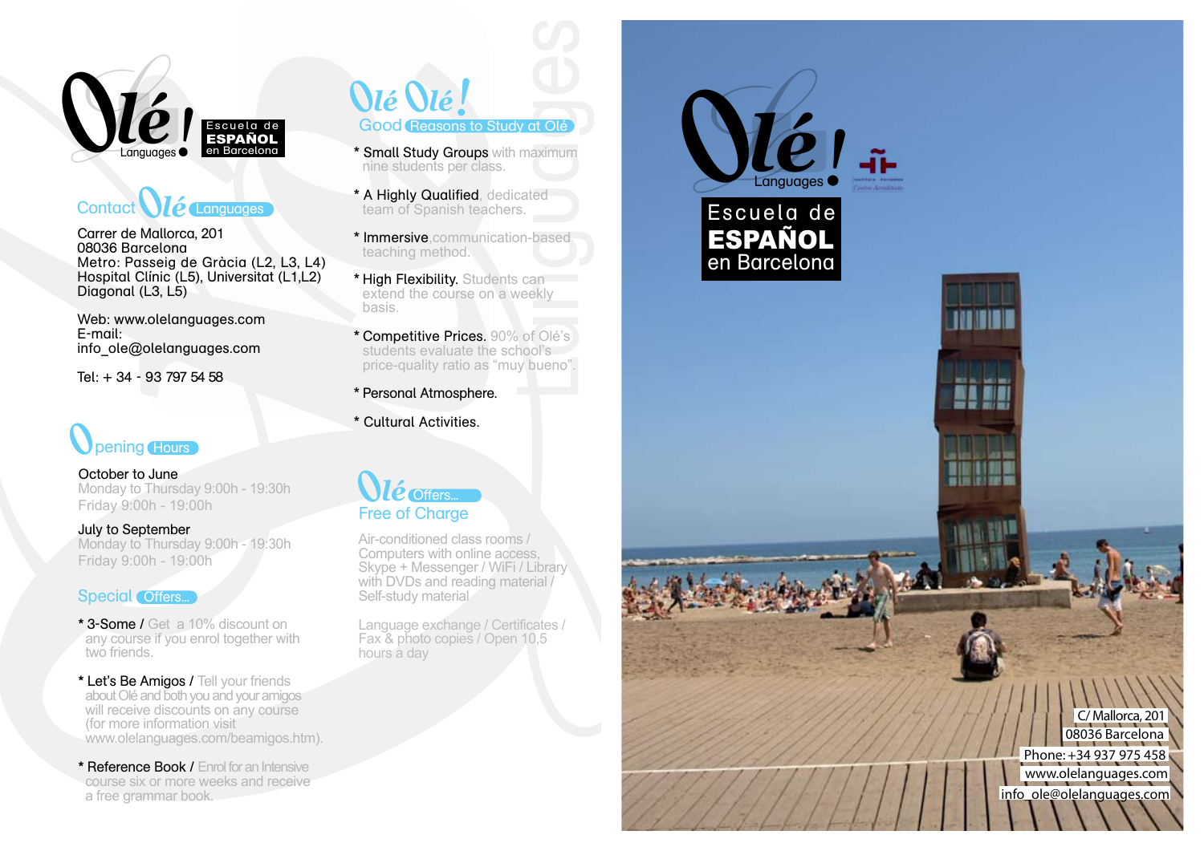# Olé! Languages

Escuela de **ESPAÑOL** en Barcelona

## Contact Olé Languages

Carrer de Mallorca, 201
08036 Barcelona
Metro: Passeig de Gràcia (L2, L3, L4)
Hospital Clínic (L5), Universitat (L1,L2)
Diagonal (L3, L5)

Web: www.olelanguages.com
E-mail:
info_ole@olelanguages.com

Tel: + 34 - 93 797 54 58

## Opening Hours

October to June
Monday to Thursday 9:00h - 19:30h
Friday 9:00h - 19:00h

July to September
Monday to Thursday 9:00h - 19:30h
Friday 9:00h - 19:00h

## Special Offers...

* 3-Some / Get a 10% discount on any course if you enrol together with two friends.

* Let's Be Amigos / Tell your friends about Olé and both you and your amigos will receive discounts on any course (for more information visit www.olelanguages.com/beamigos.htm).

* Reference Book / Enrol for an Intensive course six or more weeks and receive a free grammar book.

## Olé Olé! Good Reasons to Study at Olé

* Small Study Groups with maximum nine students per class.

* A Highly Qualified, dedicated team of Spanish teachers.

* Immersive communication-based teaching method.

* High Flexibility. Students can extend the course on a weekly basis.

* Competitive Prices. 90% of Olé's students evaluate the school's price-quality ratio as "muy bueno".

* Personal Atmosphere.

* Cultural Activities.

## Olé Offers... Free of Charge

Air-conditioned class rooms / Computers with online access, Skype + Messenger / WiFi / Library with DVDs and reading material / Self-study material

Language exchange / Certificates / Fax & photo copies / Open 10,5 hours a day

# Olé! Languages

Escuela de **ESPAÑOL** en Barcelona

C/ Mallorca, 201
08036 Barcelona
Phone: +34 937 975 458
www.olelanguages.com
info_ole@olelanguages.com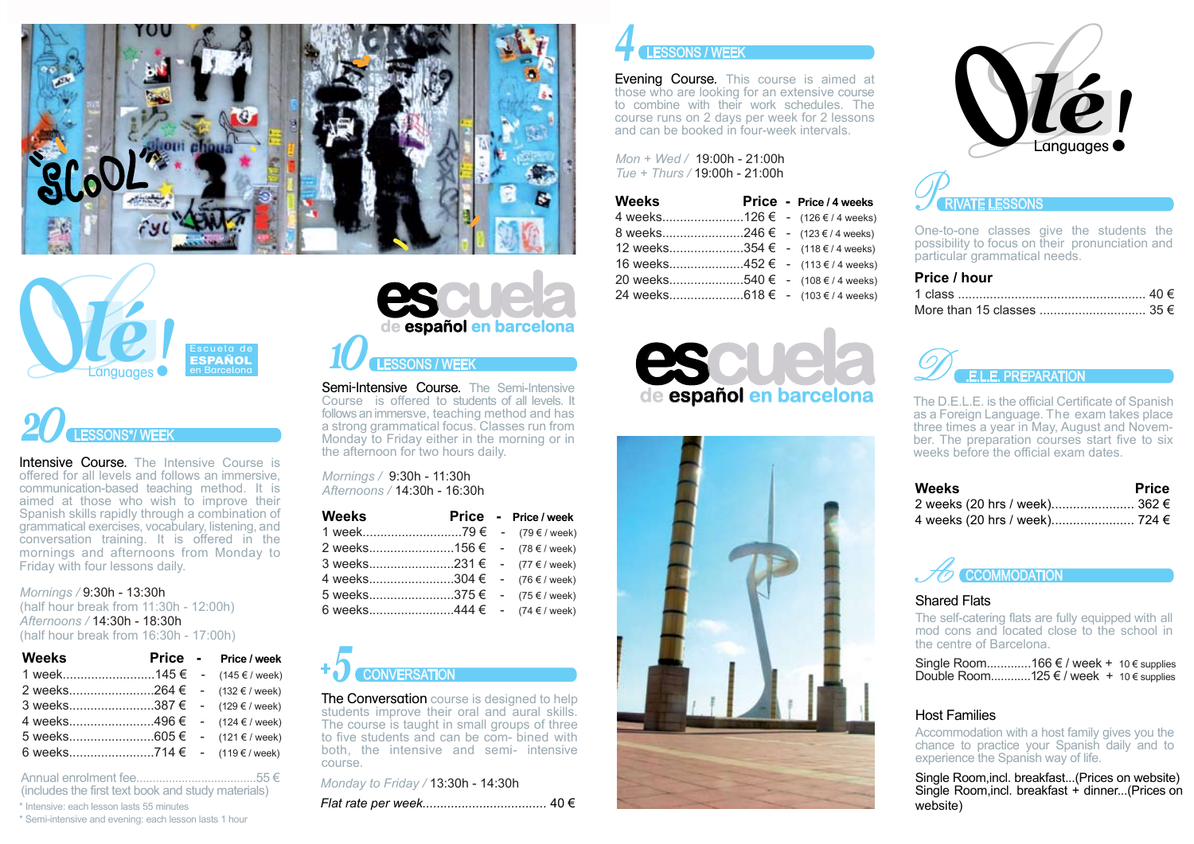Olé! Languages

Escuela de ESPAÑOL en Barcelona

## 20 LESSONS*/ WEEK

**Intensive Course.** The Intensive Course is offered for all levels and follows an immersive, communication-based teaching method. It is aimed at those who wish to improve their Spanish skills rapidly through a combination of grammatical exercises, vocabulary, listening, and conversation training. It is offered in the mornings and afternoons from Monday to Friday with four lessons daily.

*Mornings /* 9:30h - 13:30h
(half hour break from 11:30h - 12:00h)
*Afternoons /* 14:30h - 18:30h
(half hour break from 16:30h - 17:00h)

| Weeks | Price | - | Price / week |
|---|---|---|---|
| 1 week | 145 € | - | (145 € / week) |
| 2 weeks | 264 € | - | (132 € / week) |
| 3 weeks | 387 € | - | (129 € / week) |
| 4 weeks | 496 € | - | (124 € / week) |
| 5 weeks | 605 € | - | (121 € / week) |
| 6 weeks | 714 € | - | (119 € / week) |

Annual enrolment fee.................................55 €
(includes the first text book and study materials)

* Intensive: each lesson lasts 55 minutes
* Semi-intensive and evening: each lesson lasts 1 hour

escuela de español en barcelona

## 10 LESSONS / WEEK

**Semi-Intensive Course.** The Semi-Intensive Course is offered to students of all levels. It follows an immersve, teaching method and has a strong grammatical focus. Classes run from Monday to Friday either in the morning or in the afternoon for two hours daily.

*Mornings /* 9:30h - 11:30h
*Afternoons /* 14:30h - 16:30h

| Weeks | Price | - | Price / week |
|---|---|---|---|
| 1 week | 79 € | - | (79 € / week) |
| 2 weeks | 156 € | - | (78 € / week) |
| 3 weeks | 231 € | - | (77 € / week) |
| 4 weeks | 304 € | - | (76 € / week) |
| 5 weeks | 375 € | - | (75 € / week) |
| 6 weeks | 444 € | - | (74 € / week) |

## +5 CONVERSATION

**The Conversation** course is designed to help students improve their oral and aural skills. The course is taught in small groups of three to five students and can be com- bined with both, the intensive and semi- intensive course.

*Monday to Friday /* 13:30h - 14:30h

*Flat rate per week*.................................. 40 €

## 4 LESSONS / WEEK

**Evening Course.** This course is aimed at those who are looking for an extensive course to combine with their work schedules. The course runs on 2 days per week for 2 lessons and can be booked in four-week intervals.

*Mon + Wed /* 19:00h - 21:00h
*Tue + Thurs /* 19:00h - 21:00h

| Weeks | Price | - | Price / 4 weeks |
|---|---|---|---|
| 4 weeks | 126 € | - | (126 € / 4 weeks) |
| 8 weeks | 246 € | - | (123 € / 4 weeks) |
| 12 weeks | 354 € | - | (118 € / 4 weeks) |
| 16 weeks | 452 € | - | (113 € / 4 weeks) |
| 20 weeks | 540 € | - | (108 € / 4 weeks) |
| 24 weeks | 618 € | - | (103 € / 4 weeks) |

escuela de español en barcelona

Olé! Languages

## PRIVATE LESSONS

One-to-one classes give the students the possibility to focus on their pronunciation and particular grammatical needs.

**Price / hour**
1 class ..................................................... 40 €
More than 15 classes ............................. 35 €

## D.E.L.E. PREPARATION

The D.E.L.E. is the official Certificate of Spanish as a Foreign Language. The exam takes place three times a year in May, August and Novem- ber. The preparation courses start five to six weeks before the official exam dates.

| Weeks | Price |
|---|---|
| 2 weeks (20 hrs / week) | 362 € |
| 4 weeks (20 hrs / week) | 724 € |

## ACCOMMODATION

**Shared Flats**

The self-catering flats are fully equipped with all mod cons and located close to the school in the centre of Barcelona.

Single Room............166 € / week + 10 € supplies
Double Room...........125 € / week + 10 € supplies

**Host Families**

Accommodation with a host family gives you the chance to practice your Spanish daily and to experience the Spanish way of life.

Single Room,incl. breakfast...(Prices on website)
Single Room,incl. breakfast + dinner...(Prices on website)